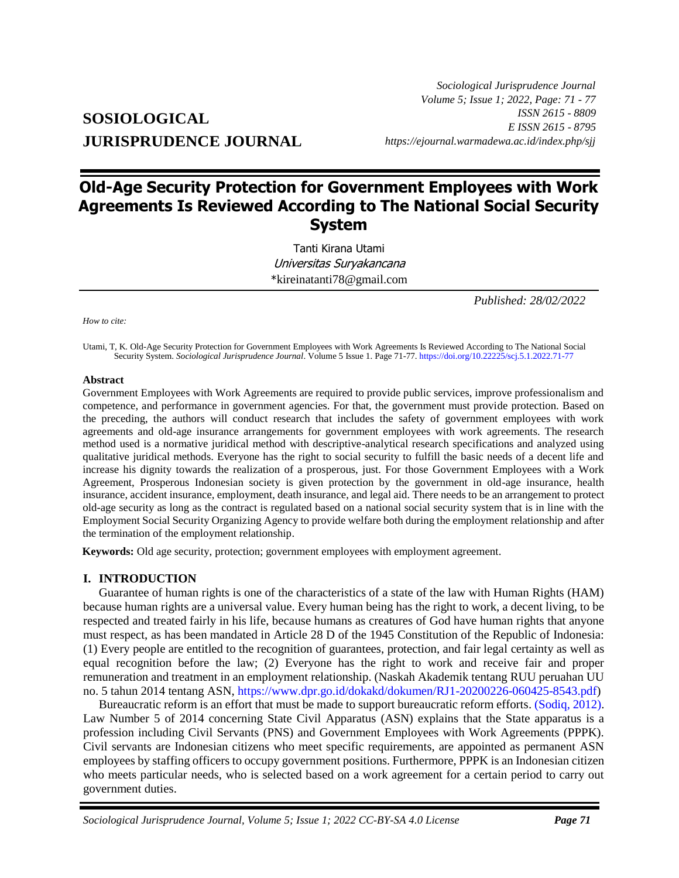# Old-Age Security Protection for Government Employees with Work Agreements Is Reviewed According to The National Social Security System

Tanti Kirana Utami

*Universitas Suryakancana*

*kireinatanti78@gmail.com

*Published: 28/02/2022*

*How to cite:*

Utami, T, K. Old-Age Security Protection for Government Employees with Work Agreements Is Reviewed According to The National Social Security System. *Sociological Jurisprudence Journal*. Volume 5 Issue 1. Page 71-77. https://doi.org/10.22225/scj.5.1.2022.71-77

**Abstract**

Government Employees with Work Agreements are required to provide public services, improve professionalism and competence, and performance in government agencies. For that, the government must provide protection. Based on the preceding, the authors will conduct research that includes the safety of government employees with work agreements and old-age insurance arrangements for government employees with work agreements. The research method used is a normative juridical method with descriptive-analytical research specifications and analyzed using qualitative juridical methods. Everyone has the right to social security to fulfill the basic needs of a decent life and increase his dignity towards the realization of a prosperous, just. For those Government Employees with a Work Agreement, Prosperous Indonesian society is given protection by the government in old-age insurance, health insurance, accident insurance, employment, death insurance, and legal aid. There needs to be an arrangement to protect old-age security as long as the contract is regulated based on a national social security system that is in line with the Employment Social Security Organizing Agency to provide welfare both during the employment relationship and after the termination of the employment relationship.

**Keywords:** Old age security, protection; government employees with employment agreement.

## I. INTRODUCTION

Guarantee of human rights is one of the characteristics of a state of the law with Human Rights (HAM) because human rights are a universal value. Every human being has the right to work, a decent living, to be respected and treated fairly in his life, because humans as creatures of God have human rights that anyone must respect, as has been mandated in Article 28 D of the 1945 Constitution of the Republic of Indonesia: (1) Every people are entitled to the recognition of guarantees, protection, and fair legal certainty as well as equal recognition before the law; (2) Everyone has the right to work and receive fair and proper remuneration and treatment in an employment relationship. (Naskah Akademik tentang RUU peruahan UU no. 5 tahun 2014 tentang ASN, https://www.dpr.go.id/dokakd/dokumen/RJ1-20200226-060425-8543.pdf)

Bureaucratic reform is an effort that must be made to support bureaucratic reform efforts. (Sodiq, 2012). Law Number 5 of 2014 concerning State Civil Apparatus (ASN) explains that the State apparatus is a profession including Civil Servants (PNS) and Government Employees with Work Agreements (PPPK). Civil servants are Indonesian citizens who meet specific requirements, are appointed as permanent ASN employees by staffing officers to occupy government positions. Furthermore, PPPK is an Indonesian citizen who meets particular needs, who is selected based on a work agreement for a certain period to carry out government duties.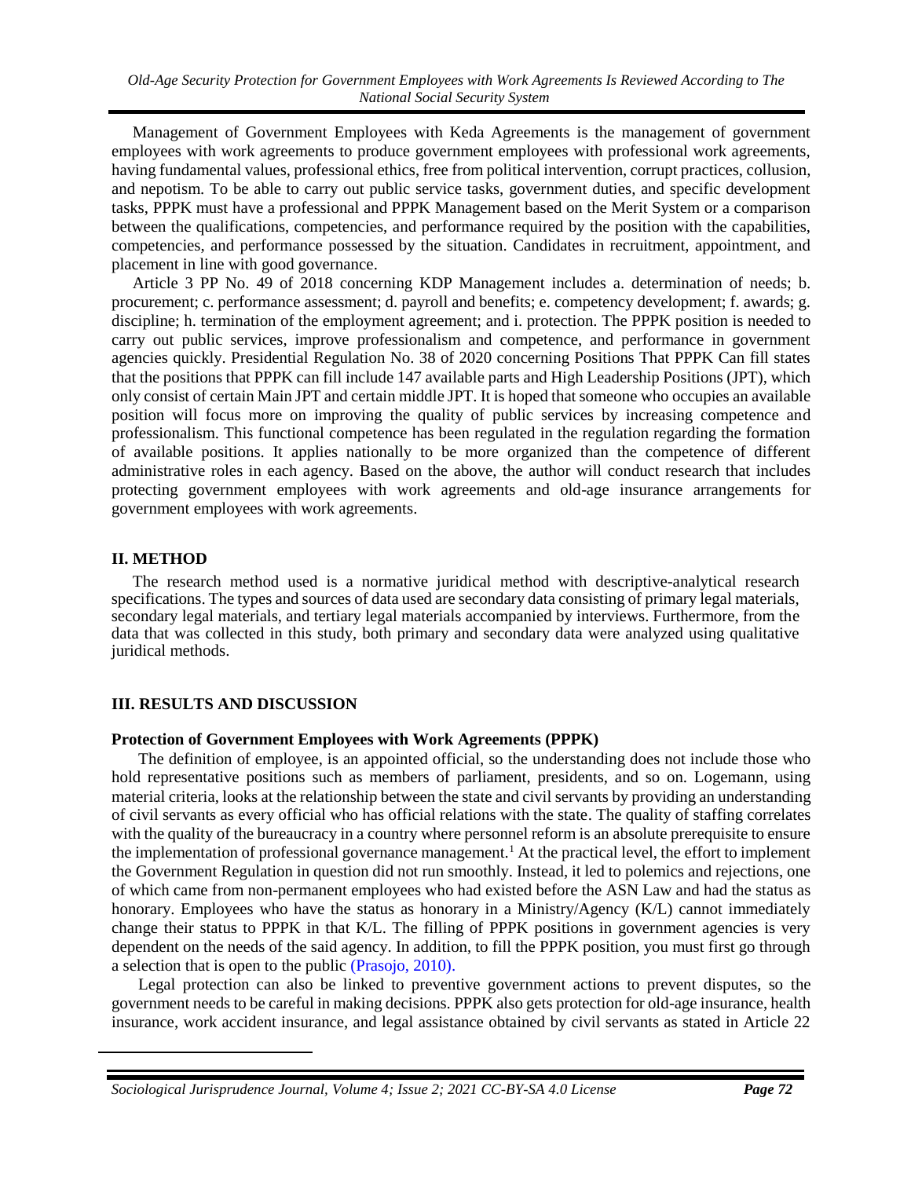Management of Government Employees with Keda Agreements is the management of government employees with work agreements to produce government employees with professional work agreements, having fundamental values, professional ethics, free from political intervention, corrupt practices, collusion, and nepotism. To be able to carry out public service tasks, government duties, and specific development tasks, PPPK must have a professional and PPPK Management based on the Merit System or a comparison between the qualifications, competencies, and performance required by the position with the capabilities, competencies, and performance possessed by the situation. Candidates in recruitment, appointment, and placement in line with good governance.

Article 3 PP No. 49 of 2018 concerning KDP Management includes a. determination of needs; b. procurement; c. performance assessment; d. payroll and benefits; e. competency development; f. awards; g. discipline; h. termination of the employment agreement; and i. protection. The PPPK position is needed to carry out public services, improve professionalism and competence, and performance in government agencies quickly. Presidential Regulation No. 38 of 2020 concerning Positions That PPPK Can fill states that the positions that PPPK can fill include 147 available parts and High Leadership Positions (JPT), which only consist of certain Main JPT and certain middle JPT. It is hoped that someone who occupies an available position will focus more on improving the quality of public services by increasing competence and professionalism. This functional competence has been regulated in the regulation regarding the formation of available positions. It applies nationally to be more organized than the competence of different administrative roles in each agency. Based on the above, the author will conduct research that includes protecting government employees with work agreements and old-age insurance arrangements for government employees with work agreements.

## II. METHOD

The research method used is a normative juridical method with descriptive-analytical research specifications. The types and sources of data used are secondary data consisting of primary legal materials, secondary legal materials, and tertiary legal materials accompanied by interviews. Furthermore, from the data that was collected in this study, both primary and secondary data were analyzed using qualitative juridical methods.

## III. RESULTS AND DISCUSSION

### Protection of Government Employees with Work Agreements (PPPK)

The definition of employee, is an appointed official, so the understanding does not include those who hold representative positions such as members of parliament, presidents, and so on. Logemann, using material criteria, looks at the relationship between the state and civil servants by providing an understanding of civil servants as every official who has official relations with the state. The quality of staffing correlates with the quality of the bureaucracy in a country where personnel reform is an absolute prerequisite to ensure the implementation of professional governance management.[1] At the practical level, the effort to implement the Government Regulation in question did not run smoothly. Instead, it led to polemics and rejections, one of which came from non-permanent employees who had existed before the ASN Law and had the status as honorary. Employees who have the status as honorary in a Ministry/Agency (K/L) cannot immediately change their status to PPPK in that K/L. The filling of PPPK positions in government agencies is very dependent on the needs of the said agency. In addition, to fill the PPPK position, you must first go through a selection that is open to the public (Prasojo, 2010).

Legal protection can also be linked to preventive government actions to prevent disputes, so the government needs to be careful in making decisions. PPPK also gets protection for old-age insurance, health insurance, work accident insurance, and legal assistance obtained by civil servants as stated in Article 22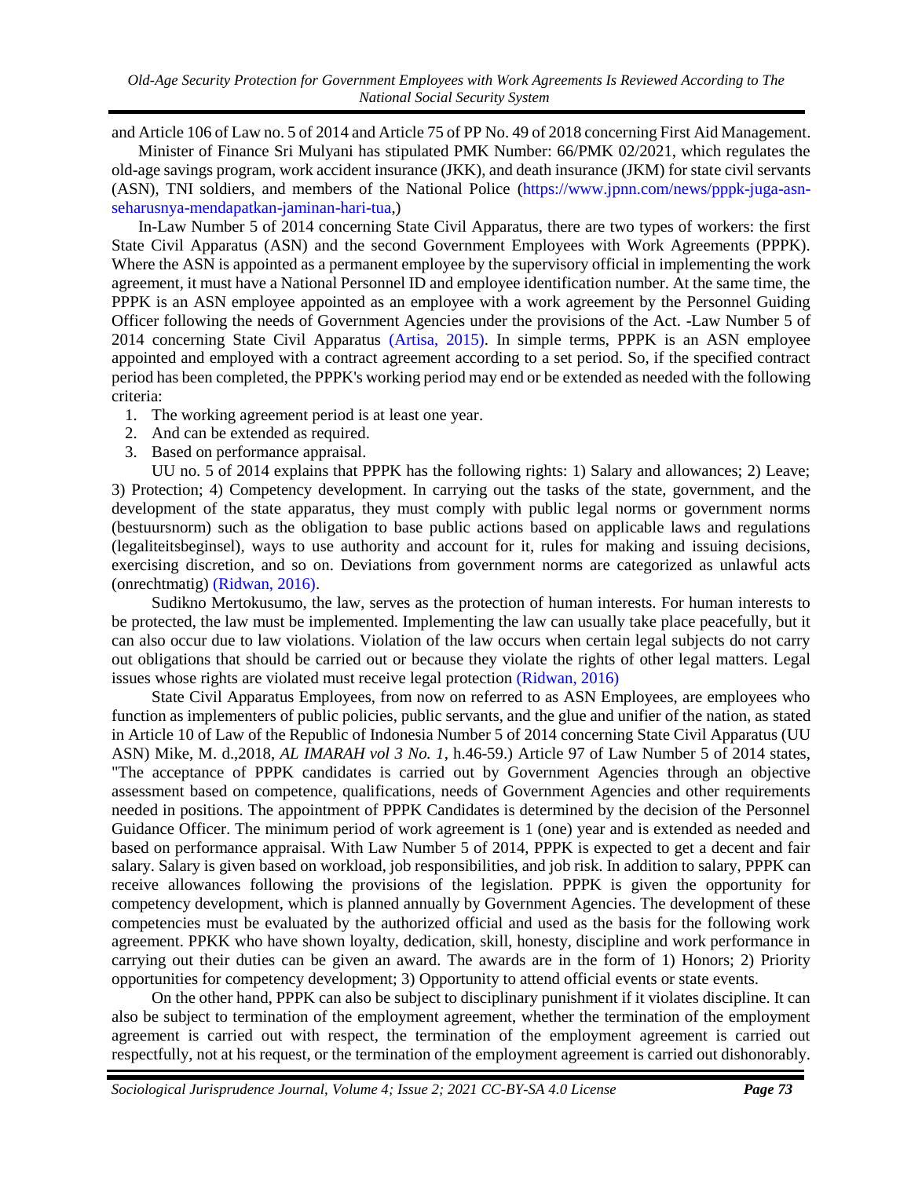and Article 106 of Law no. 5 of 2014 and Article 75 of PP No. 49 of 2018 concerning First Aid Management.

Minister of Finance Sri Mulyani has stipulated PMK Number: 66/PMK 02/2021, which regulates the old-age savings program, work accident insurance (JKK), and death insurance (JKM) for state civil servants (ASN), TNI soldiers, and members of the National Police (https://www.jpnn.com/news/pppk-juga-asn-seharusnya-mendapatkan-jaminan-hari-tua,)

In-Law Number 5 of 2014 concerning State Civil Apparatus, there are two types of workers: the first State Civil Apparatus (ASN) and the second Government Employees with Work Agreements (PPPK). Where the ASN is appointed as a permanent employee by the supervisory official in implementing the work agreement, it must have a National Personnel ID and employee identification number. At the same time, the PPPK is an ASN employee appointed as an employee with a work agreement by the Personnel Guiding Officer following the needs of Government Agencies under the provisions of the Act. -Law Number 5 of 2014 concerning State Civil Apparatus (Artisa, 2015). In simple terms, PPPK is an ASN employee appointed and employed with a contract agreement according to a set period. So, if the specified contract period has been completed, the PPPK's working period may end or be extended as needed with the following criteria:

1. The working agreement period is at least one year.
2. And can be extended as required.
3. Based on performance appraisal.

UU no. 5 of 2014 explains that PPPK has the following rights: 1) Salary and allowances; 2) Leave; 3) Protection; 4) Competency development. In carrying out the tasks of the state, government, and the development of the state apparatus, they must comply with public legal norms or government norms (bestuursnorm) such as the obligation to base public actions based on applicable laws and regulations (legaliteitsbeginsel), ways to use authority and account for it, rules for making and issuing decisions, exercising discretion, and so on. Deviations from government norms are categorized as unlawful acts (onrechtmatig) (Ridwan, 2016).

Sudikno Mertokusumo, the law, serves as the protection of human interests. For human interests to be protected, the law must be implemented. Implementing the law can usually take place peacefully, but it can also occur due to law violations. Violation of the law occurs when certain legal subjects do not carry out obligations that should be carried out or because they violate the rights of other legal matters. Legal issues whose rights are violated must receive legal protection (Ridwan, 2016)

State Civil Apparatus Employees, from now on referred to as ASN Employees, are employees who function as implementers of public policies, public servants, and the glue and unifier of the nation, as stated in Article 10 of Law of the Republic of Indonesia Number 5 of 2014 concerning State Civil Apparatus (UU ASN) Mike, M. d.,2018, *AL IMARAH vol 3 No. 1*, h.46-59.) Article 97 of Law Number 5 of 2014 states, "The acceptance of PPPK candidates is carried out by Government Agencies through an objective assessment based on competence, qualifications, needs of Government Agencies and other requirements needed in positions. The appointment of PPPK Candidates is determined by the decision of the Personnel Guidance Officer. The minimum period of work agreement is 1 (one) year and is extended as needed and based on performance appraisal. With Law Number 5 of 2014, PPPK is expected to get a decent and fair salary. Salary is given based on workload, job responsibilities, and job risk. In addition to salary, PPPK can receive allowances following the provisions of the legislation. PPPK is given the opportunity for competency development, which is planned annually by Government Agencies. The development of these competencies must be evaluated by the authorized official and used as the basis for the following work agreement. PPKK who have shown loyalty, dedication, skill, honesty, discipline and work performance in carrying out their duties can be given an award. The awards are in the form of 1) Honors; 2) Priority opportunities for competency development; 3) Opportunity to attend official events or state events.

On the other hand, PPPK can also be subject to disciplinary punishment if it violates discipline. It can also be subject to termination of the employment agreement, whether the termination of the employment agreement is carried out with respect, the termination of the employment agreement is carried out respectfully, not at his request, or the termination of the employment agreement is carried out dishonorably.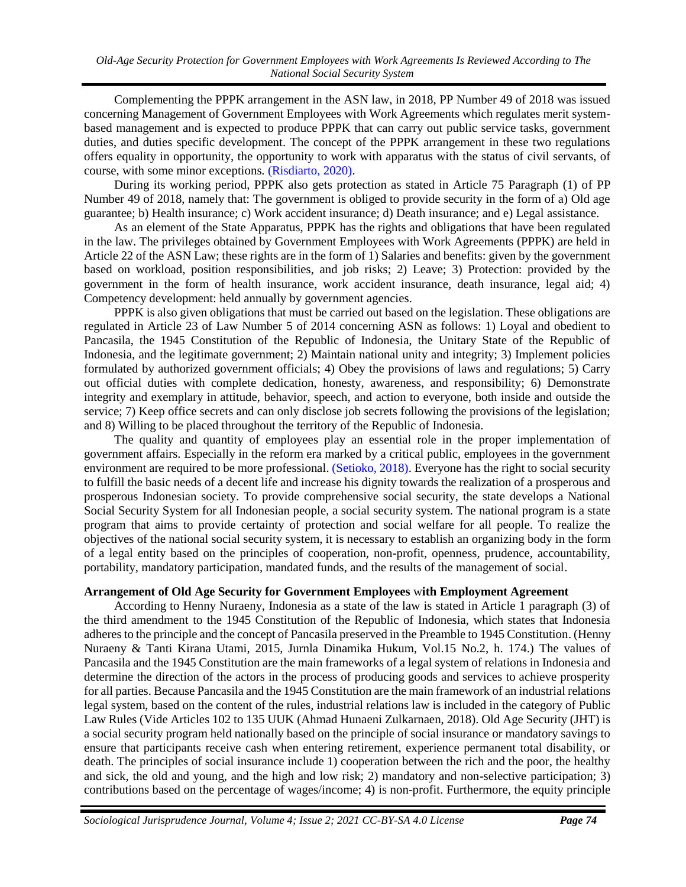Complementing the PPPK arrangement in the ASN law, in 2018, PP Number 49 of 2018 was issued concerning Management of Government Employees with Work Agreements which regulates merit system-based management and is expected to produce PPPK that can carry out public service tasks, government duties, and duties specific development. The concept of the PPPK arrangement in these two regulations offers equality in opportunity, the opportunity to work with apparatus with the status of civil servants, of course, with some minor exceptions. (Risdiarto, 2020).

During its working period, PPPK also gets protection as stated in Article 75 Paragraph (1) of PP Number 49 of 2018, namely that: The government is obliged to provide security in the form of a) Old age guarantee; b) Health insurance; c) Work accident insurance; d) Death insurance; and e) Legal assistance.

As an element of the State Apparatus, PPPK has the rights and obligations that have been regulated in the law. The privileges obtained by Government Employees with Work Agreements (PPPK) are held in Article 22 of the ASN Law; these rights are in the form of 1) Salaries and benefits: given by the government based on workload, position responsibilities, and job risks; 2) Leave; 3) Protection: provided by the government in the form of health insurance, work accident insurance, death insurance, legal aid; 4) Competency development: held annually by government agencies.

PPPK is also given obligations that must be carried out based on the legislation. These obligations are regulated in Article 23 of Law Number 5 of 2014 concerning ASN as follows: 1) Loyal and obedient to Pancasila, the 1945 Constitution of the Republic of Indonesia, the Unitary State of the Republic of Indonesia, and the legitimate government; 2) Maintain national unity and integrity; 3) Implement policies formulated by authorized government officials; 4) Obey the provisions of laws and regulations; 5) Carry out official duties with complete dedication, honesty, awareness, and responsibility; 6) Demonstrate integrity and exemplary in attitude, behavior, speech, and action to everyone, both inside and outside the service; 7) Keep office secrets and can only disclose job secrets following the provisions of the legislation; and 8) Willing to be placed throughout the territory of the Republic of Indonesia.

The quality and quantity of employees play an essential role in the proper implementation of government affairs. Especially in the reform era marked by a critical public, employees in the government environment are required to be more professional. (Setioko, 2018). Everyone has the right to social security to fulfill the basic needs of a decent life and increase his dignity towards the realization of a prosperous and prosperous Indonesian society. To provide comprehensive social security, the state develops a National Social Security System for all Indonesian people, a social security system. The national program is a state program that aims to provide certainty of protection and social welfare for all people. To realize the objectives of the national social security system, it is necessary to establish an organizing body in the form of a legal entity based on the principles of cooperation, non-profit, openness, prudence, accountability, portability, mandatory participation, mandated funds, and the results of the management of social.

**Arrangement of Old Age Security for Government Employees with Employment Agreement**

According to Henny Nuraeny, Indonesia as a state of the law is stated in Article 1 paragraph (3) of the third amendment to the 1945 Constitution of the Republic of Indonesia, which states that Indonesia adheres to the principle and the concept of Pancasila preserved in the Preamble to 1945 Constitution. (Henny Nuraeny & Tanti Kirana Utami, 2015, Jurnla Dinamika Hukum, Vol.15 No.2, h. 174.) The values of Pancasila and the 1945 Constitution are the main frameworks of a legal system of relations in Indonesia and determine the direction of the actors in the process of producing goods and services to achieve prosperity for all parties. Because Pancasila and the 1945 Constitution are the main framework of an industrial relations legal system, based on the content of the rules, industrial relations law is included in the category of Public Law Rules (Vide Articles 102 to 135 UUK (Ahmad Hunaeni Zulkarnaen, 2018). Old Age Security (JHT) is a social security program held nationally based on the principle of social insurance or mandatory savings to ensure that participants receive cash when entering retirement, experience permanent total disability, or death. The principles of social insurance include 1) cooperation between the rich and the poor, the healthy and sick, the old and young, and the high and low risk; 2) mandatory and non-selective participation; 3) contributions based on the percentage of wages/income; 4) is non-profit. Furthermore, the equity principle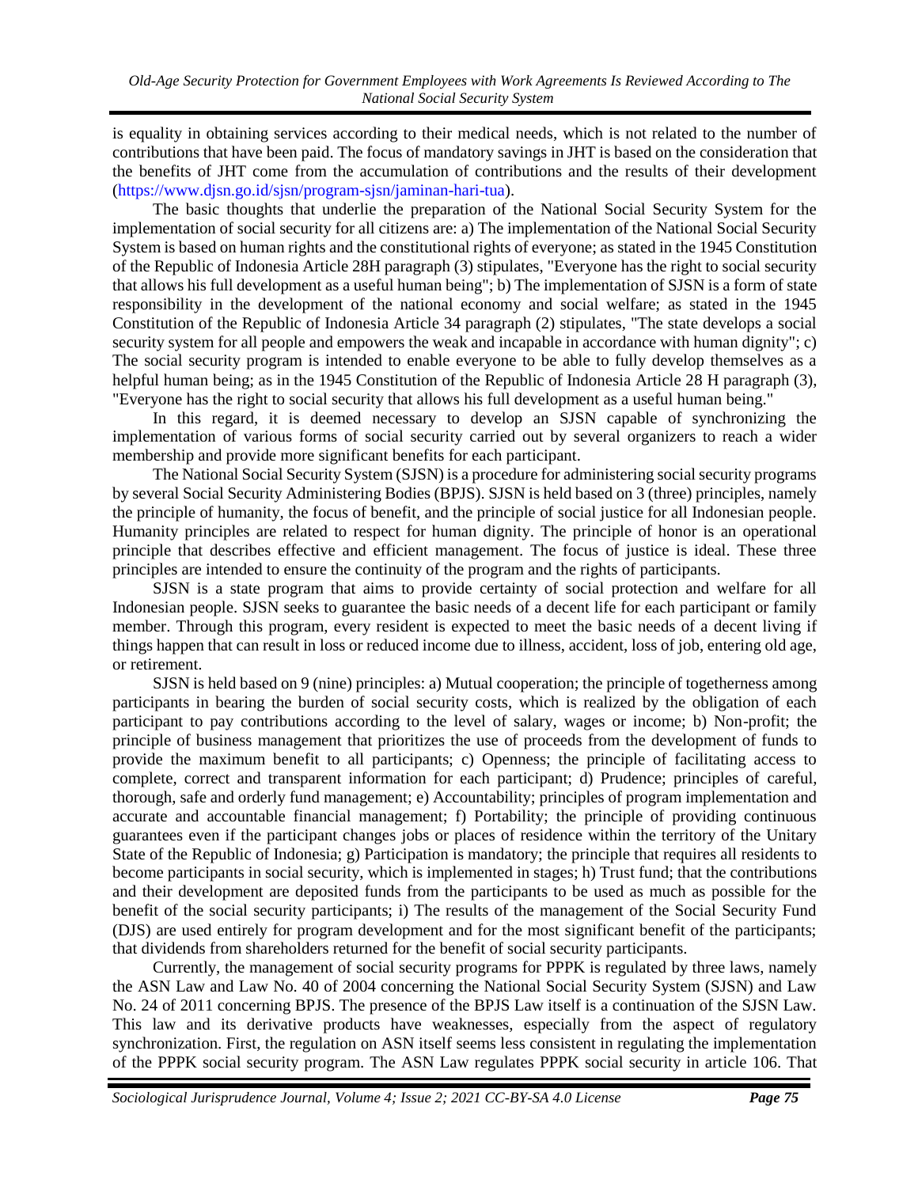is equality in obtaining services according to their medical needs, which is not related to the number of contributions that have been paid. The focus of mandatory savings in JHT is based on the consideration that the benefits of JHT come from the accumulation of contributions and the results of their development (https://www.djsn.go.id/sjsn/program-sjsn/jaminan-hari-tua).

The basic thoughts that underlie the preparation of the National Social Security System for the implementation of social security for all citizens are: a) The implementation of the National Social Security System is based on human rights and the constitutional rights of everyone; as stated in the 1945 Constitution of the Republic of Indonesia Article 28H paragraph (3) stipulates, "Everyone has the right to social security that allows his full development as a useful human being"; b) The implementation of SJSN is a form of state responsibility in the development of the national economy and social welfare; as stated in the 1945 Constitution of the Republic of Indonesia Article 34 paragraph (2) stipulates, "The state develops a social security system for all people and empowers the weak and incapable in accordance with human dignity"; c) The social security program is intended to enable everyone to be able to fully develop themselves as a helpful human being; as in the 1945 Constitution of the Republic of Indonesia Article 28 H paragraph (3), "Everyone has the right to social security that allows his full development as a useful human being."

In this regard, it is deemed necessary to develop an SJSN capable of synchronizing the implementation of various forms of social security carried out by several organizers to reach a wider membership and provide more significant benefits for each participant.

The National Social Security System (SJSN) is a procedure for administering social security programs by several Social Security Administering Bodies (BPJS). SJSN is held based on 3 (three) principles, namely the principle of humanity, the focus of benefit, and the principle of social justice for all Indonesian people. Humanity principles are related to respect for human dignity. The principle of honor is an operational principle that describes effective and efficient management. The focus of justice is ideal. These three principles are intended to ensure the continuity of the program and the rights of participants.

SJSN is a state program that aims to provide certainty of social protection and welfare for all Indonesian people. SJSN seeks to guarantee the basic needs of a decent life for each participant or family member. Through this program, every resident is expected to meet the basic needs of a decent living if things happen that can result in loss or reduced income due to illness, accident, loss of job, entering old age, or retirement.

SJSN is held based on 9 (nine) principles: a) Mutual cooperation; the principle of togetherness among participants in bearing the burden of social security costs, which is realized by the obligation of each participant to pay contributions according to the level of salary, wages or income; b) Non-profit; the principle of business management that prioritizes the use of proceeds from the development of funds to provide the maximum benefit to all participants; c) Openness; the principle of facilitating access to complete, correct and transparent information for each participant; d) Prudence; principles of careful, thorough, safe and orderly fund management; e) Accountability; principles of program implementation and accurate and accountable financial management; f) Portability; the principle of providing continuous guarantees even if the participant changes jobs or places of residence within the territory of the Unitary State of the Republic of Indonesia; g) Participation is mandatory; the principle that requires all residents to become participants in social security, which is implemented in stages; h) Trust fund; that the contributions and their development are deposited funds from the participants to be used as much as possible for the benefit of the social security participants; i) The results of the management of the Social Security Fund (DJS) are used entirely for program development and for the most significant benefit of the participants; that dividends from shareholders returned for the benefit of social security participants.

Currently, the management of social security programs for PPPK is regulated by three laws, namely the ASN Law and Law No. 40 of 2004 concerning the National Social Security System (SJSN) and Law No. 24 of 2011 concerning BPJS. The presence of the BPJS Law itself is a continuation of the SJSN Law. This law and its derivative products have weaknesses, especially from the aspect of regulatory synchronization. First, the regulation on ASN itself seems less consistent in regulating the implementation of the PPPK social security program. The ASN Law regulates PPPK social security in article 106. That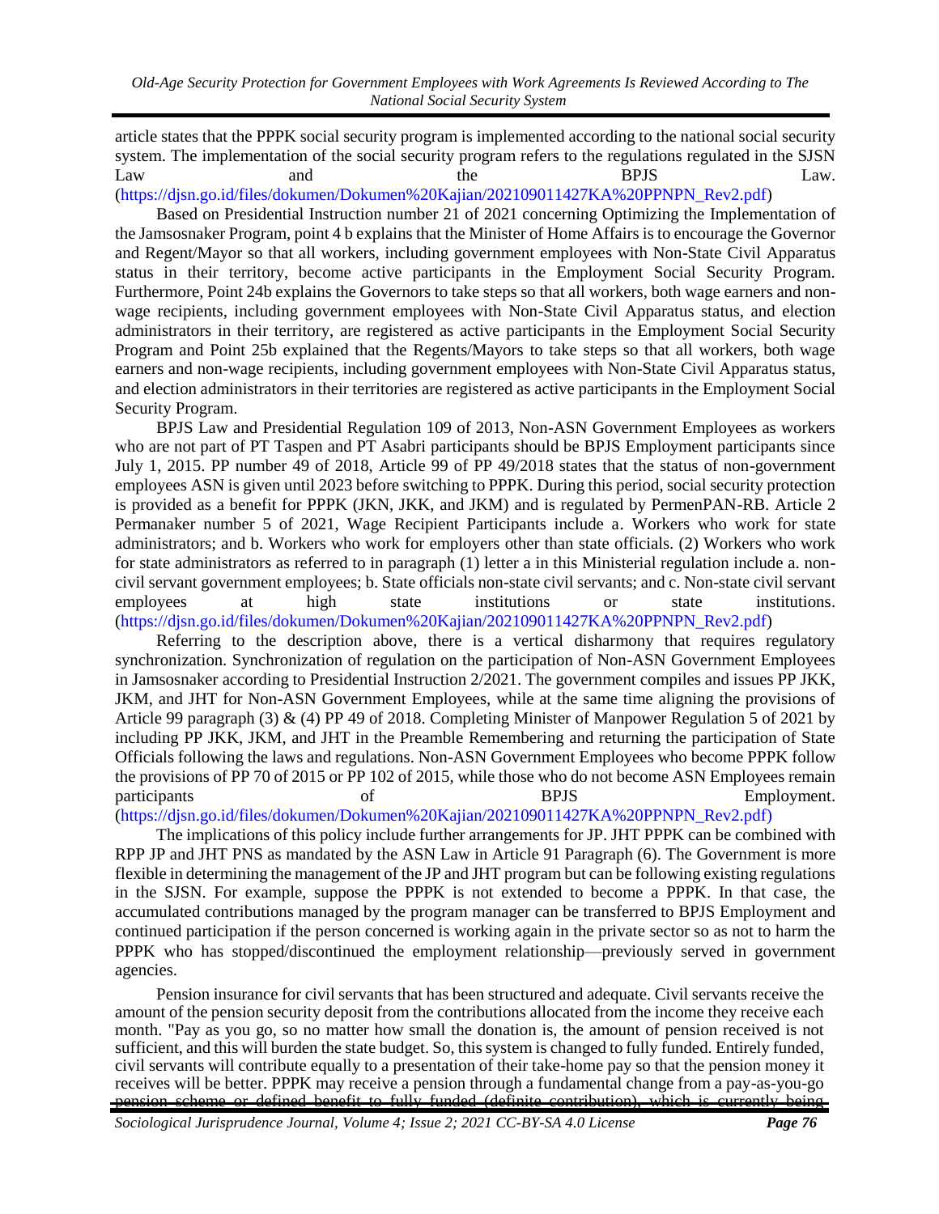article states that the PPPK social security program is implemented according to the national social security system. The implementation of the social security program refers to the regulations regulated in the SJSN Law and the BPJS Law. (https://djsn.go.id/files/dokumen/Dokumen%20Kajian/202109011427KA%20PPNPN_Rev2.pdf)

Based on Presidential Instruction number 21 of 2021 concerning Optimizing the Implementation of the Jamsosnaker Program, point 4 b explains that the Minister of Home Affairs is to encourage the Governor and Regent/Mayor so that all workers, including government employees with Non-State Civil Apparatus status in their territory, become active participants in the Employment Social Security Program. Furthermore, Point 24b explains the Governors to take steps so that all workers, both wage earners and non-wage recipients, including government employees with Non-State Civil Apparatus status, and election administrators in their territory, are registered as active participants in the Employment Social Security Program and Point 25b explained that the Regents/Mayors to take steps so that all workers, both wage earners and non-wage recipients, including government employees with Non-State Civil Apparatus status, and election administrators in their territories are registered as active participants in the Employment Social Security Program.

BPJS Law and Presidential Regulation 109 of 2013, Non-ASN Government Employees as workers who are not part of PT Taspen and PT Asabri participants should be BPJS Employment participants since July 1, 2015. PP number 49 of 2018, Article 99 of PP 49/2018 states that the status of non-government employees ASN is given until 2023 before switching to PPPK. During this period, social security protection is provided as a benefit for PPPK (JKN, JKK, and JKM) and is regulated by PermenPAN-RB. Article 2 Permanaker number 5 of 2021, Wage Recipient Participants include a. Workers who work for state administrators; and b. Workers who work for employers other than state officials. (2) Workers who work for state administrators as referred to in paragraph (1) letter a in this Ministerial regulation include a. non-civil servant government employees; b. State officials non-state civil servants; and c. Non-state civil servant employees at high state institutions or state institutions. (https://djsn.go.id/files/dokumen/Dokumen%20Kajian/202109011427KA%20PPNPN_Rev2.pdf)

Referring to the description above, there is a vertical disharmony that requires regulatory synchronization. Synchronization of regulation on the participation of Non-ASN Government Employees in Jamsosnaker according to Presidential Instruction 2/2021. The government compiles and issues PP JKK, JKM, and JHT for Non-ASN Government Employees, while at the same time aligning the provisions of Article 99 paragraph (3) & (4) PP 49 of 2018. Completing Minister of Manpower Regulation 5 of 2021 by including PP JKK, JKM, and JHT in the Preamble Remembering and returning the participation of State Officials following the laws and regulations. Non-ASN Government Employees who become PPPK follow the provisions of PP 70 of 2015 or PP 102 of 2015, while those who do not become ASN Employees remain participants of BPJS Employment. (https://djsn.go.id/files/dokumen/Dokumen%20Kajian/202109011427KA%20PPNPN_Rev2.pdf)

The implications of this policy include further arrangements for JP. JHT PPPK can be combined with RPP JP and JHT PNS as mandated by the ASN Law in Article 91 Paragraph (6). The Government is more flexible in determining the management of the JP and JHT program but can be following existing regulations in the SJSN. For example, suppose the PPPK is not extended to become a PPPK. In that case, the accumulated contributions managed by the program manager can be transferred to BPJS Employment and continued participation if the person concerned is working again in the private sector so as not to harm the PPPK who has stopped/discontinued the employment relationship—previously served in government agencies.

Pension insurance for civil servants that has been structured and adequate. Civil servants receive the amount of the pension security deposit from the contributions allocated from the income they receive each month. "Pay as you go, so no matter how small the donation is, the amount of pension received is not sufficient, and this will burden the state budget. So, this system is changed to fully funded. Entirely funded, civil servants will contribute equally to a presentation of their take-home pay so that the pension money it receives will be better. PPPK may receive a pension through a fundamental change from a pay-as-you-go pension scheme or defined benefit to fully funded (definite contribution), which is currently being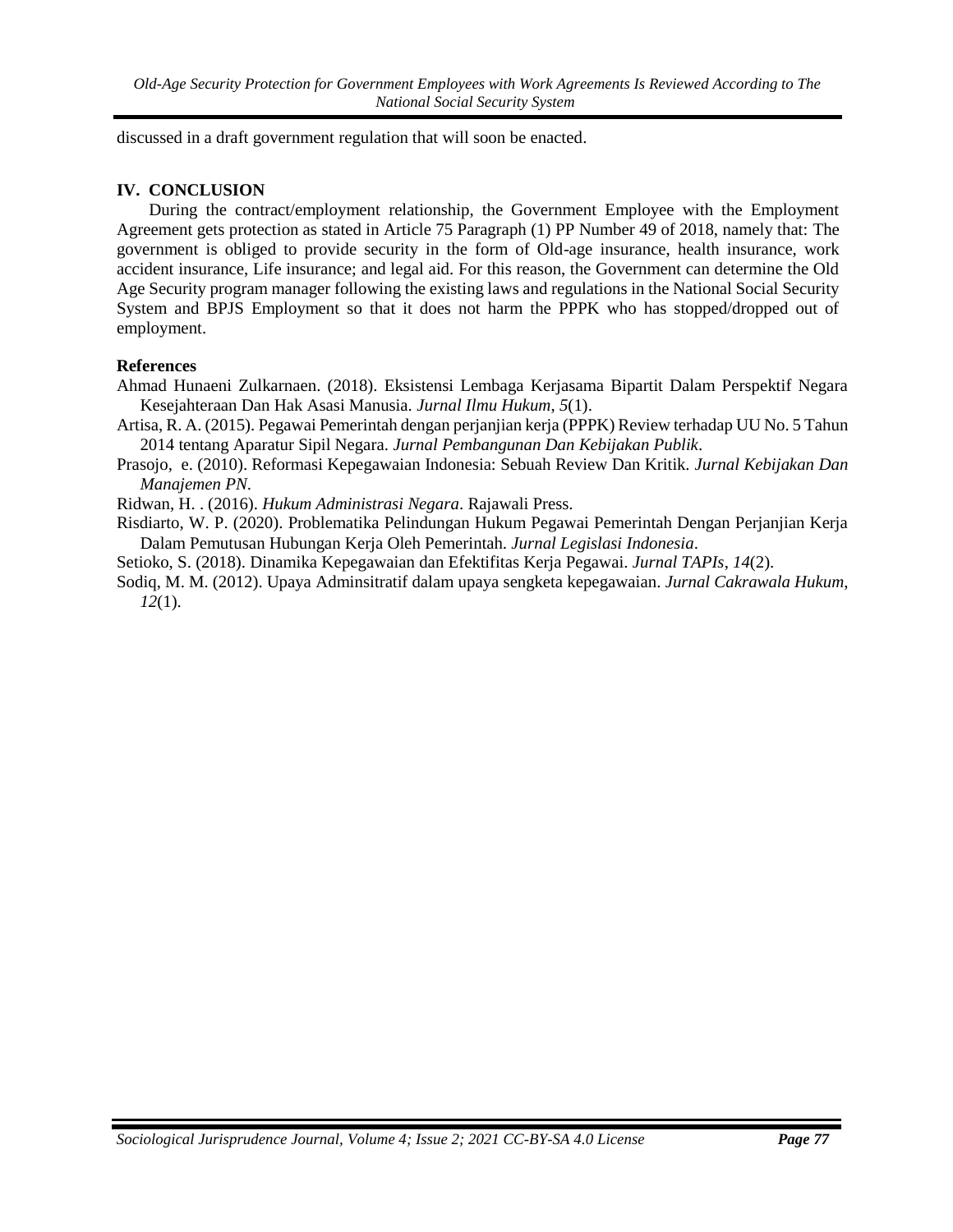discussed in a draft government regulation that will soon be enacted.

## IV. CONCLUSION

During the contract/employment relationship, the Government Employee with the Employment Agreement gets protection as stated in Article 75 Paragraph (1) PP Number 49 of 2018, namely that: The government is obliged to provide security in the form of Old-age insurance, health insurance, work accident insurance, Life insurance; and legal aid. For this reason, the Government can determine the Old Age Security program manager following the existing laws and regulations in the National Social Security System and BPJS Employment so that it does not harm the PPPK who has stopped/dropped out of employment.

## References

Ahmad Hunaeni Zulkarnaen. (2018). Eksistensi Lembaga Kerjasama Bipartit Dalam Perspektif Negara Kesejahteraan Dan Hak Asasi Manusia. *Jurnal Ilmu Hukum*, *5*(1).

Artisa, R. A. (2015). Pegawai Pemerintah dengan perjanjian kerja (PPPK) Review terhadap UU No. 5 Tahun 2014 tentang Aparatur Sipil Negara. *Jurnal Pembangunan Dan Kebijakan Publik*.

Prasojo, e. (2010). Reformasi Kepegawaian Indonesia: Sebuah Review Dan Kritik. *Jurnal Kebijakan Dan Manajemen PN*.

Ridwan, H. . (2016). *Hukum Administrasi Negara*. Rajawali Press.

Risdiarto, W. P. (2020). Problematika Pelindungan Hukum Pegawai Pemerintah Dengan Perjanjian Kerja Dalam Pemutusan Hubungan Kerja Oleh Pemerintah. *Jurnal Legislasi Indonesia*.

Setioko, S. (2018). Dinamika Kepegawaian dan Efektifitas Kerja Pegawai. *Jurnal TAPIs*, *14*(2).

Sodiq, M. M. (2012). Upaya Adminsitratif dalam upaya sengketa kepegawaian. *Jurnal Cakrawala Hukum*, *12*(1).